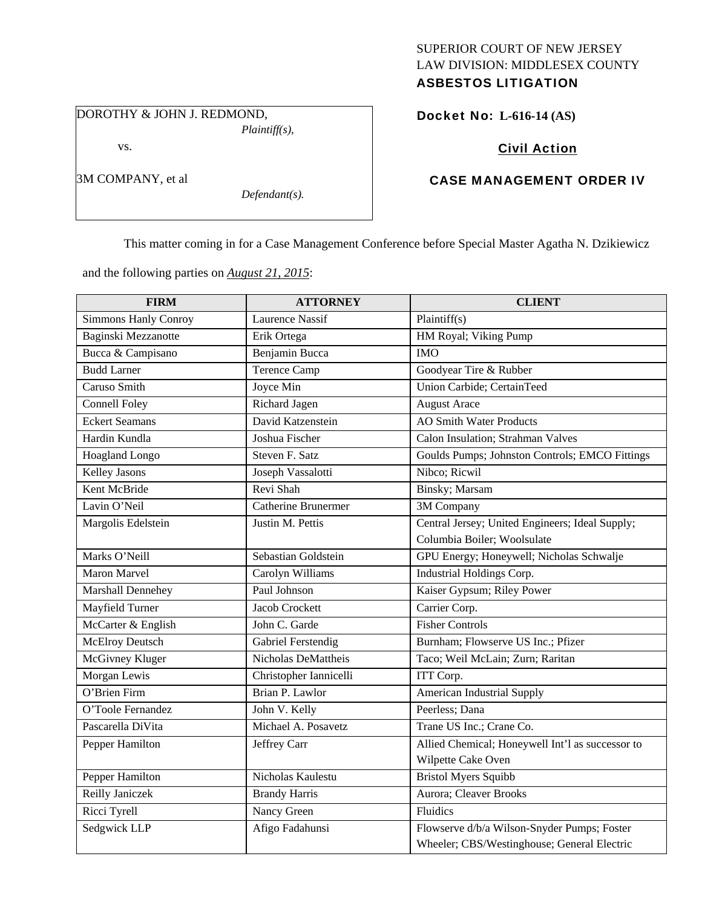SUPERIOR COURT OF NEW JERSEY
LAW DIVISION: MIDDLESEX COUNTY
**ASBESTOS LITIGATION**

DOROTHY & JOHN J. REDMOND,
*Plaintiff(s),*

vs.

3M COMPANY, et al
*Defendant(s).*

**Docket No: L-616-14 (AS)**

**Civil Action**

**CASE MANAGEMENT ORDER IV**

This matter coming in for a Case Management Conference before Special Master Agatha N. Dzikiewicz and the following parties on ***August 21, 2015***:

| FIRM | ATTORNEY | CLIENT |
|---|---|---|
| Simmons Hanly Conroy | Laurence Nassif | Plaintiff(s) |
| Baginski Mezzanotte | Erik Ortega | HM Royal; Viking Pump |
| Bucca & Campisano | Benjamin Bucca | IMO |
| Budd Larner | Terence Camp | Goodyear Tire & Rubber |
| Caruso Smith | Joyce Min | Union Carbide; CertainTeed |
| Connell Foley | Richard Jagen | August Arace |
| Eckert Seamans | David Katzenstein | AO Smith Water Products |
| Hardin Kundla | Joshua Fischer | Calon Insulation; Strahman Valves |
| Hoagland Longo | Steven F. Satz | Goulds Pumps; Johnston Controls; EMCO Fittings |
| Kelley Jasons | Joseph Vassalotti | Nibco; Ricwil |
| Kent McBride | Revi Shah | Binsky; Marsam |
| Lavin O'Neil | Catherine Brunermer | 3M Company |
| Margolis Edelstein | Justin M. Pettis | Central Jersey; United Engineers; Ideal Supply; Columbia Boiler; Woolsulate |
| Marks O'Neill | Sebastian Goldstein | GPU Energy; Honeywell; Nicholas Schwalje |
| Maron Marvel | Carolyn Williams | Industrial Holdings Corp. |
| Marshall Dennehey | Paul Johnson | Kaiser Gypsum; Riley Power |
| Mayfield Turner | Jacob Crockett | Carrier Corp. |
| McCarter & English | John C. Garde | Fisher Controls |
| McElroy Deutsch | Gabriel Ferstendig | Burnham; Flowserve US Inc.; Pfizer |
| McGivney Kluger | Nicholas DeMattheis | Taco; Weil McLain; Zurn; Raritan |
| Morgan Lewis | Christopher Iannicelli | ITT Corp. |
| O'Brien Firm | Brian P. Lawlor | American Industrial Supply |
| O'Toole Fernandez | John V. Kelly | Peerless; Dana |
| Pascarella DiVita | Michael A. Posavetz | Trane US Inc.; Crane Co. |
| Pepper Hamilton | Jeffrey Carr | Allied Chemical; Honeywell Int'l as successor to Wilpette Cake Oven |
| Pepper Hamilton | Nicholas Kaulestu | Bristol Myers Squibb |
| Reilly Janiczek | Brandy Harris | Aurora; Cleaver Brooks |
| Ricci Tyrell | Nancy Green | Fluidics |
| Sedgwick LLP | Afigo Fadahunsi | Flowserve d/b/a Wilson-Snyder Pumps; Foster Wheeler; CBS/Westinghouse; General Electric |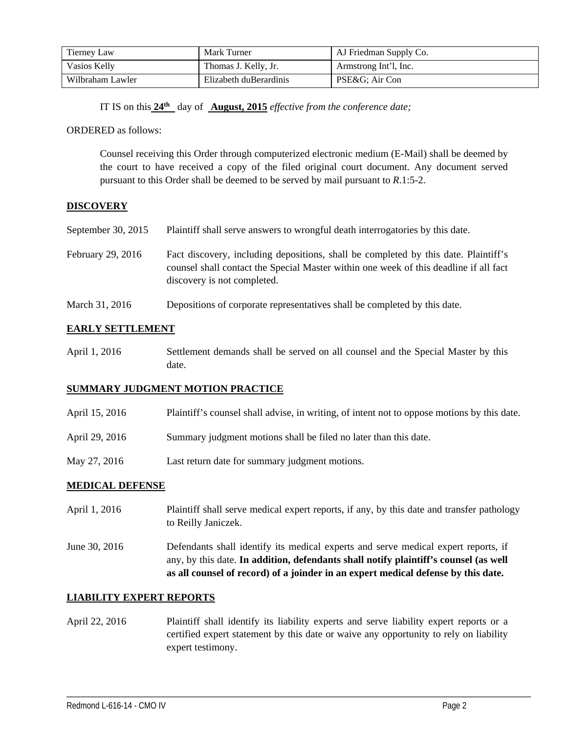| Tierney Law | Mark Turner | AJ Friedman Supply Co. |
|---|---|---|
| Vasios Kelly | Thomas J. Kelly, Jr. | Armstrong Int'l, Inc. |
| Wilbraham Lawler | Elizabeth duBerardinis | PSE&G; Air Con |

IT IS on this **24th** day of **August, 2015** *effective from the conference date;*

ORDERED as follows:

Counsel receiving this Order through computerized electronic medium (E-Mail) shall be deemed by the court to have received a copy of the filed original court document. Any document served pursuant to this Order shall be deemed to be served by mail pursuant to *R*.1:5-2.

## DISCOVERY

| | |
|---|---|
| September 30, 2015 | Plaintiff shall serve answers to wrongful death interrogatories by this date. |
| February 29, 2016 | Fact discovery, including depositions, shall be completed by this date. Plaintiff's counsel shall contact the Special Master within one week of this deadline if all fact discovery is not completed. |
| March 31, 2016 | Depositions of corporate representatives shall be completed by this date. |

## EARLY SETTLEMENT

| | |
|---|---|
| April 1, 2016 | Settlement demands shall be served on all counsel and the Special Master by this date. |

## SUMMARY JUDGMENT MOTION PRACTICE

| | |
|---|---|
| April 15, 2016 | Plaintiff's counsel shall advise, in writing, of intent not to oppose motions by this date. |
| April 29, 2016 | Summary judgment motions shall be filed no later than this date. |
| May 27, 2016 | Last return date for summary judgment motions. |

## MEDICAL DEFENSE

| | |
|---|---|
| April 1, 2016 | Plaintiff shall serve medical expert reports, if any, by this date and transfer pathology to Reilly Janiczek. |
| June 30, 2016 | Defendants shall identify its medical experts and serve medical expert reports, if any, by this date. **In addition, defendants shall notify plaintiff's counsel (as well as all counsel of record) of a joinder in an expert medical defense by this date.** |

## LIABILITY EXPERT REPORTS

| | |
|---|---|
| April 22, 2016 | Plaintiff shall identify its liability experts and serve liability expert reports or a certified expert statement by this date or waive any opportunity to rely on liability expert testimony. |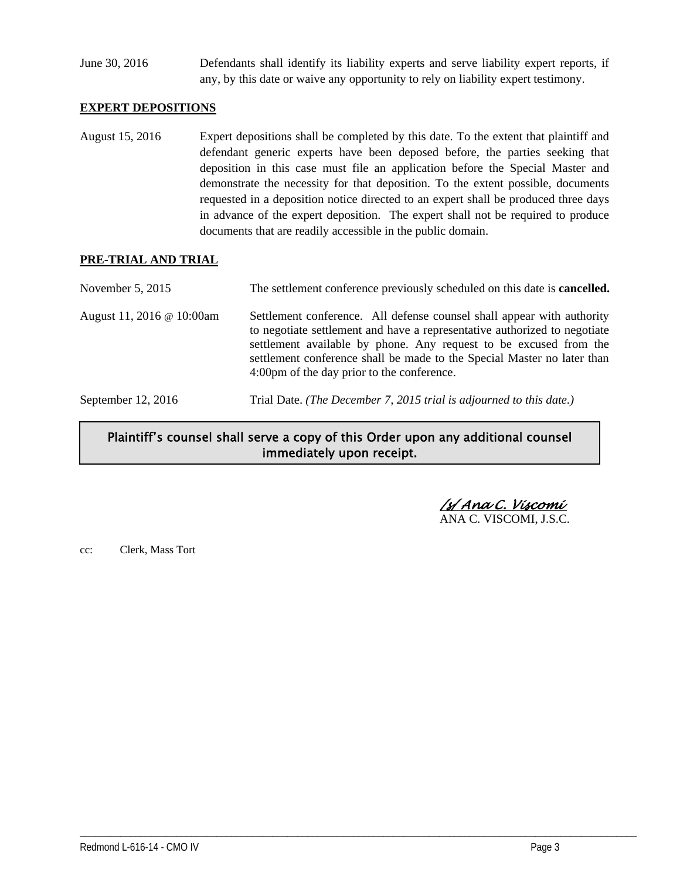| | |
|---|---|
| June 30, 2016 | Defendants shall identify its liability experts and serve liability expert reports, if any, by this date or waive any opportunity to rely on liability expert testimony. |

**EXPERT DEPOSITIONS**

| | |
|---|---|
| August 15, 2016 | Expert depositions shall be completed by this date. To the extent that plaintiff and defendant generic experts have been deposed before, the parties seeking that deposition in this case must file an application before the Special Master and demonstrate the necessity for that deposition. To the extent possible, documents requested in a deposition notice directed to an expert shall be produced three days in advance of the expert deposition. The expert shall not be required to produce documents that are readily accessible in the public domain. |

**PRE-TRIAL AND TRIAL**

| | |
|---|---|
| November 5, 2015 | The settlement conference previously scheduled on this date is **cancelled.** |
| August 11, 2016 @ 10:00am | Settlement conference. All defense counsel shall appear with authority to negotiate settlement and have a representative authorized to negotiate settlement available by phone. Any request to be excused from the settlement conference shall be made to the Special Master no later than 4:00pm of the day prior to the conference. |
| September 12, 2016 | Trial Date. *(The December 7, 2015 trial is adjourned to this date.)* |

**Plaintiff's counsel shall serve a copy of this Order upon any additional counsel immediately upon receipt.**

/s/ Ana C. Viscomi
ANA C. VISCOMI, J.S.C.

cc: Clerk, Mass Tort

Redmond L-616-14 - CMO IV